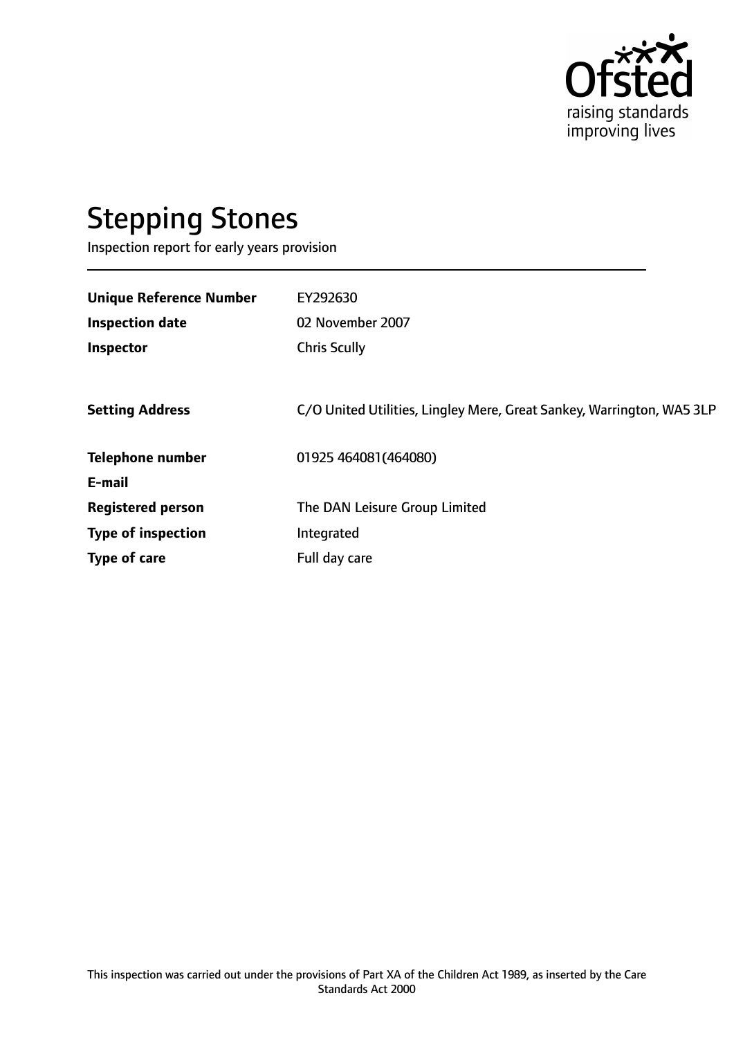# Stepping Stones

Inspection report for early years provision

| | |
|---|---|
| **Unique Reference Number** | EY292630 |
| **Inspection date** | 02 November 2007 |
| **Inspector** | Chris Scully |
| | |
| **Setting Address** | C/O United Utilities, Lingley Mere, Great Sankey, Warrington, WA5 3LP |
| | |
| **Telephone number** | 01925 464081(464080) |
| **E-mail** | |
| **Registered person** | The DAN Leisure Group Limited |
| **Type of inspection** | Integrated |
| **Type of care** | Full day care |

This inspection was carried out under the provisions of Part XA of the Children Act 1989, as inserted by the Care Standards Act 2000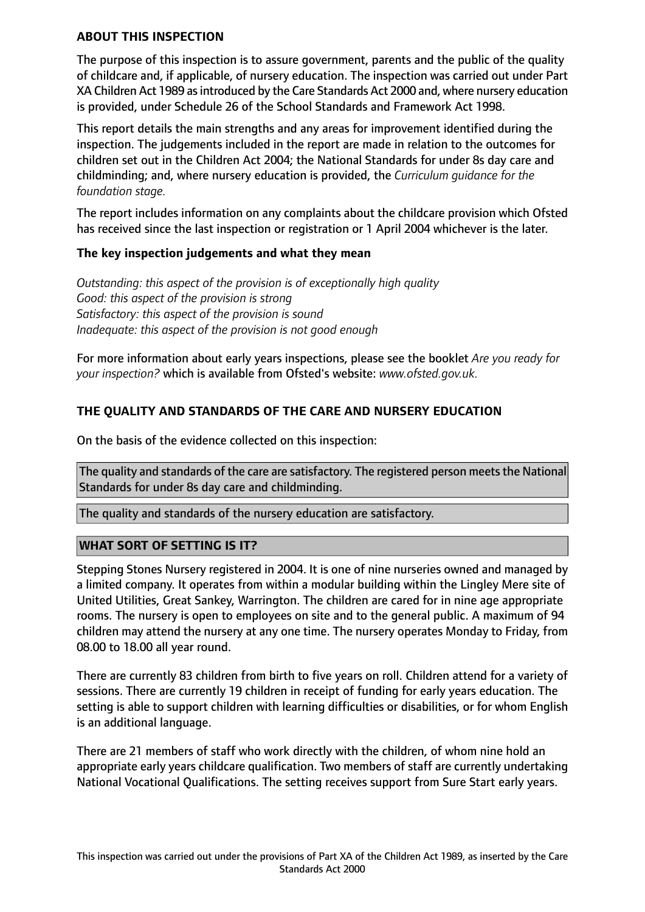## ABOUT THIS INSPECTION

The purpose of this inspection is to assure government, parents and the public of the quality of childcare and, if applicable, of nursery education. The inspection was carried out under Part XA Children Act 1989 as introduced by the Care Standards Act 2000 and, where nursery education is provided, under Schedule 26 of the School Standards and Framework Act 1998.

This report details the main strengths and any areas for improvement identified during the inspection. The judgements included in the report are made in relation to the outcomes for children set out in the Children Act 2004; the National Standards for under 8s day care and childminding; and, where nursery education is provided, the *Curriculum guidance for the foundation stage.*

The report includes information on any complaints about the childcare provision which Ofsted has received since the last inspection or registration or 1 April 2004 whichever is the later.

### The key inspection judgements and what they mean

*Outstanding: this aspect of the provision is of exceptionally high quality*
*Good: this aspect of the provision is strong*
*Satisfactory: this aspect of the provision is sound*
*Inadequate: this aspect of the provision is not good enough*

For more information about early years inspections, please see the booklet *Are you ready for your inspection?* which is available from Ofsted's website: *www.ofsted.gov.uk.*

## THE QUALITY AND STANDARDS OF THE CARE AND NURSERY EDUCATION

On the basis of the evidence collected on this inspection:

The quality and standards of the care are satisfactory. The registered person meets the National Standards for under 8s day care and childminding.

The quality and standards of the nursery education are satisfactory.

## WHAT SORT OF SETTING IS IT?

Stepping Stones Nursery registered in 2004. It is one of nine nurseries owned and managed by a limited company. It operates from within a modular building within the Lingley Mere site of United Utilities, Great Sankey, Warrington. The children are cared for in nine age appropriate rooms. The nursery is open to employees on site and to the general public. A maximum of 94 children may attend the nursery at any one time. The nursery operates Monday to Friday, from 08.00 to 18.00 all year round.

There are currently 83 children from birth to five years on roll. Children attend for a variety of sessions. There are currently 19 children in receipt of funding for early years education. The setting is able to support children with learning difficulties or disabilities, or for whom English is an additional language.

There are 21 members of staff who work directly with the children, of whom nine hold an appropriate early years childcare qualification. Two members of staff are currently undertaking National Vocational Qualifications. The setting receives support from Sure Start early years.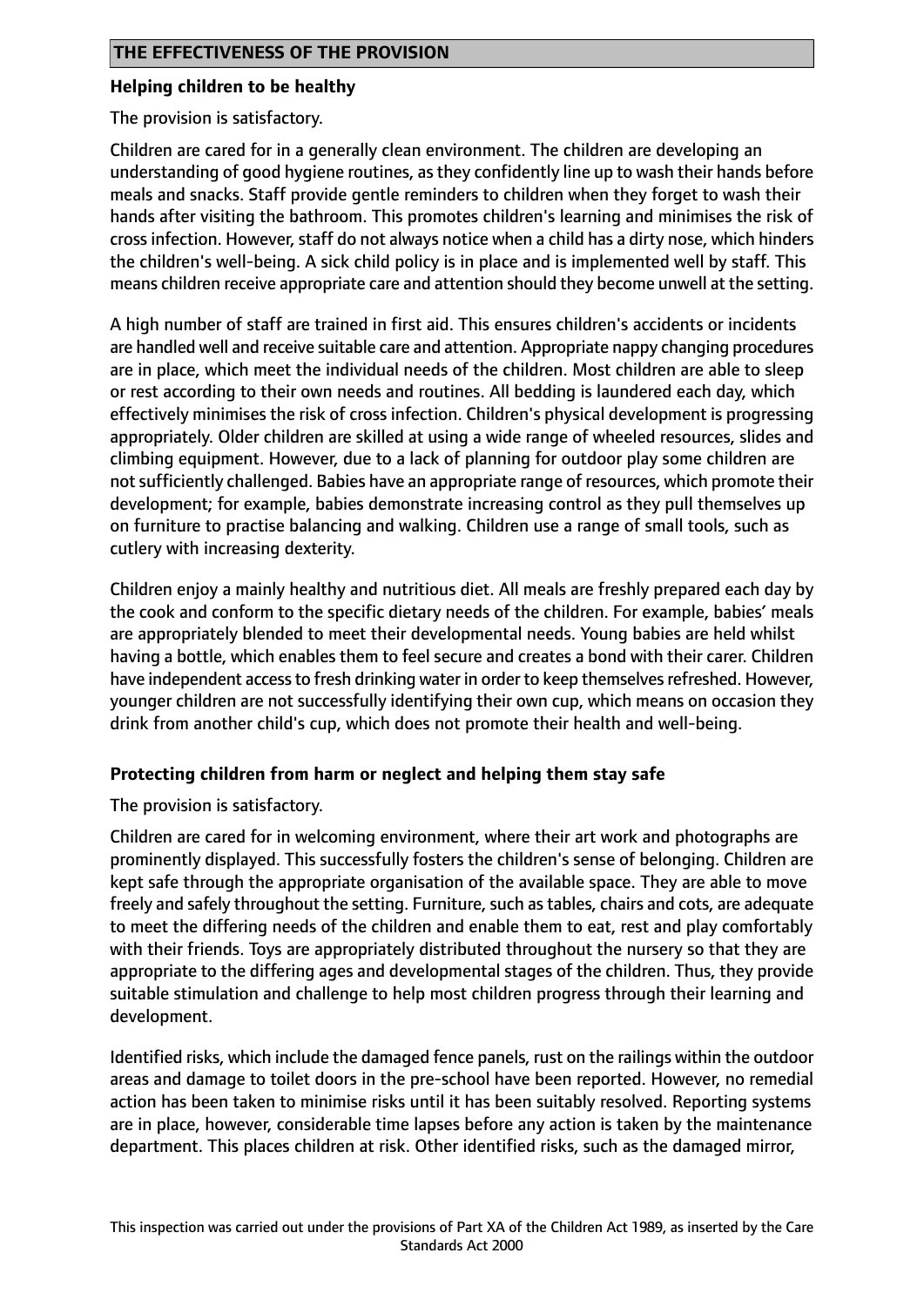## THE EFFECTIVENESS OF THE PROVISION

### Helping children to be healthy

The provision is satisfactory.

Children are cared for in a generally clean environment. The children are developing an understanding of good hygiene routines, as they confidently line up to wash their hands before meals and snacks. Staff provide gentle reminders to children when they forget to wash their hands after visiting the bathroom. This promotes children's learning and minimises the risk of cross infection. However, staff do not always notice when a child has a dirty nose, which hinders the children's well-being. A sick child policy is in place and is implemented well by staff. This means children receive appropriate care and attention should they become unwell at the setting.

A high number of staff are trained in first aid. This ensures children's accidents or incidents are handled well and receive suitable care and attention. Appropriate nappy changing procedures are in place, which meet the individual needs of the children. Most children are able to sleep or rest according to their own needs and routines. All bedding is laundered each day, which effectively minimises the risk of cross infection. Children's physical development is progressing appropriately. Older children are skilled at using a wide range of wheeled resources, slides and climbing equipment. However, due to a lack of planning for outdoor play some children are not sufficiently challenged. Babies have an appropriate range of resources, which promote their development; for example, babies demonstrate increasing control as they pull themselves up on furniture to practise balancing and walking. Children use a range of small tools, such as cutlery with increasing dexterity.

Children enjoy a mainly healthy and nutritious diet. All meals are freshly prepared each day by the cook and conform to the specific dietary needs of the children. For example, babies' meals are appropriately blended to meet their developmental needs. Young babies are held whilst having a bottle, which enables them to feel secure and creates a bond with their carer. Children have independent access to fresh drinking water in order to keep themselves refreshed. However, younger children are not successfully identifying their own cup, which means on occasion they drink from another child's cup, which does not promote their health and well-being.

### Protecting children from harm or neglect and helping them stay safe

The provision is satisfactory.

Children are cared for in welcoming environment, where their art work and photographs are prominently displayed. This successfully fosters the children's sense of belonging. Children are kept safe through the appropriate organisation of the available space. They are able to move freely and safely throughout the setting. Furniture, such as tables, chairs and cots, are adequate to meet the differing needs of the children and enable them to eat, rest and play comfortably with their friends. Toys are appropriately distributed throughout the nursery so that they are appropriate to the differing ages and developmental stages of the children. Thus, they provide suitable stimulation and challenge to help most children progress through their learning and development.

Identified risks, which include the damaged fence panels, rust on the railings within the outdoor areas and damage to toilet doors in the pre-school have been reported. However, no remedial action has been taken to minimise risks until it has been suitably resolved. Reporting systems are in place, however, considerable time lapses before any action is taken by the maintenance department. This places children at risk. Other identified risks, such as the damaged mirror,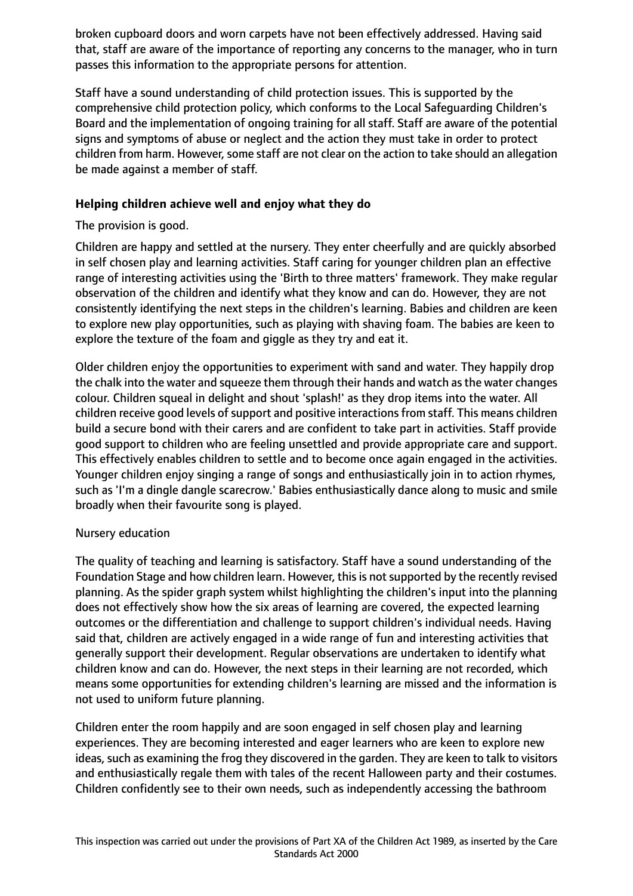broken cupboard doors and worn carpets have not been effectively addressed. Having said that, staff are aware of the importance of reporting any concerns to the manager, who in turn passes this information to the appropriate persons for attention.

Staff have a sound understanding of child protection issues. This is supported by the comprehensive child protection policy, which conforms to the Local Safeguarding Children's Board and the implementation of ongoing training for all staff. Staff are aware of the potential signs and symptoms of abuse or neglect and the action they must take in order to protect children from harm. However, some staff are not clear on the action to take should an allegation be made against a member of staff.

**Helping children achieve well and enjoy what they do**

The provision is good.

Children are happy and settled at the nursery. They enter cheerfully and are quickly absorbed in self chosen play and learning activities. Staff caring for younger children plan an effective range of interesting activities using the 'Birth to three matters' framework. They make regular observation of the children and identify what they know and can do. However, they are not consistently identifying the next steps in the children's learning. Babies and children are keen to explore new play opportunities, such as playing with shaving foam. The babies are keen to explore the texture of the foam and giggle as they try and eat it.

Older children enjoy the opportunities to experiment with sand and water. They happily drop the chalk into the water and squeeze them through their hands and watch as the water changes colour. Children squeal in delight and shout 'splash!' as they drop items into the water. All children receive good levels of support and positive interactions from staff. This means children build a secure bond with their carers and are confident to take part in activities. Staff provide good support to children who are feeling unsettled and provide appropriate care and support. This effectively enables children to settle and to become once again engaged in the activities. Younger children enjoy singing a range of songs and enthusiastically join in to action rhymes, such as 'I'm a dingle dangle scarecrow.' Babies enthusiastically dance along to music and smile broadly when their favourite song is played.

Nursery education

The quality of teaching and learning is satisfactory. Staff have a sound understanding of the Foundation Stage and how children learn. However, this is not supported by the recently revised planning. As the spider graph system whilst highlighting the children's input into the planning does not effectively show how the six areas of learning are covered, the expected learning outcomes or the differentiation and challenge to support children's individual needs. Having said that, children are actively engaged in a wide range of fun and interesting activities that generally support their development. Regular observations are undertaken to identify what children know and can do. However, the next steps in their learning are not recorded, which means some opportunities for extending children's learning are missed and the information is not used to uniform future planning.

Children enter the room happily and are soon engaged in self chosen play and learning experiences. They are becoming interested and eager learners who are keen to explore new ideas, such as examining the frog they discovered in the garden. They are keen to talk to visitors and enthusiastically regale them with tales of the recent Halloween party and their costumes. Children confidently see to their own needs, such as independently accessing the bathroom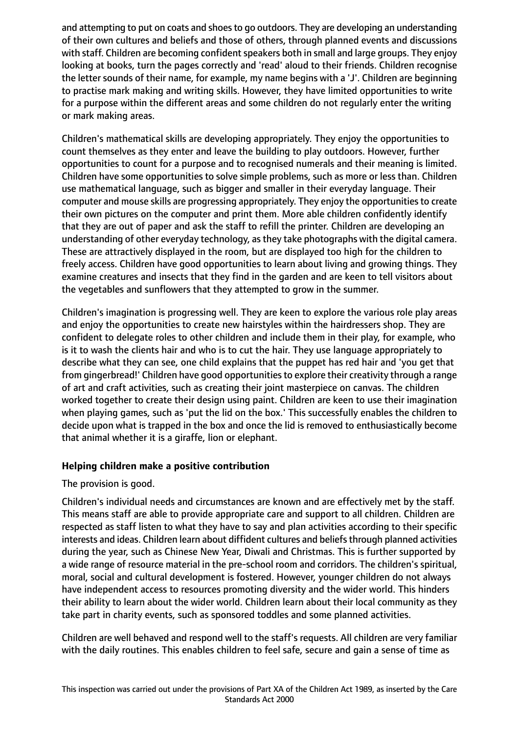and attempting to put on coats and shoes to go outdoors. They are developing an understanding of their own cultures and beliefs and those of others, through planned events and discussions with staff. Children are becoming confident speakers both in small and large groups. They enjoy looking at books, turn the pages correctly and 'read' aloud to their friends. Children recognise the letter sounds of their name, for example, my name begins with a 'J'. Children are beginning to practise mark making and writing skills. However, they have limited opportunities to write for a purpose within the different areas and some children do not regularly enter the writing or mark making areas.

Children's mathematical skills are developing appropriately. They enjoy the opportunities to count themselves as they enter and leave the building to play outdoors. However, further opportunities to count for a purpose and to recognised numerals and their meaning is limited. Children have some opportunities to solve simple problems, such as more or less than. Children use mathematical language, such as bigger and smaller in their everyday language. Their computer and mouse skills are progressing appropriately. They enjoy the opportunities to create their own pictures on the computer and print them. More able children confidently identify that they are out of paper and ask the staff to refill the printer. Children are developing an understanding of other everyday technology, as they take photographs with the digital camera. These are attractively displayed in the room, but are displayed too high for the children to freely access. Children have good opportunities to learn about living and growing things. They examine creatures and insects that they find in the garden and are keen to tell visitors about the vegetables and sunflowers that they attempted to grow in the summer.

Children's imagination is progressing well. They are keen to explore the various role play areas and enjoy the opportunities to create new hairstyles within the hairdressers shop. They are confident to delegate roles to other children and include them in their play, for example, who is it to wash the clients hair and who is to cut the hair. They use language appropriately to describe what they can see, one child explains that the puppet has red hair and 'you get that from gingerbread!' Children have good opportunities to explore their creativity through a range of art and craft activities, such as creating their joint masterpiece on canvas. The children worked together to create their design using paint. Children are keen to use their imagination when playing games, such as 'put the lid on the box.' This successfully enables the children to decide upon what is trapped in the box and once the lid is removed to enthusiastically become that animal whether it is a giraffe, lion or elephant.

**Helping children make a positive contribution**

The provision is good.

Children's individual needs and circumstances are known and are effectively met by the staff. This means staff are able to provide appropriate care and support to all children. Children are respected as staff listen to what they have to say and plan activities according to their specific interests and ideas. Children learn about diffident cultures and beliefs through planned activities during the year, such as Chinese New Year, Diwali and Christmas. This is further supported by a wide range of resource material in the pre-school room and corridors. The children's spiritual, moral, social and cultural development is fostered. However, younger children do not always have independent access to resources promoting diversity and the wider world. This hinders their ability to learn about the wider world. Children learn about their local community as they take part in charity events, such as sponsored toddles and some planned activities.

Children are well behaved and respond well to the staff's requests. All children are very familiar with the daily routines. This enables children to feel safe, secure and gain a sense of time as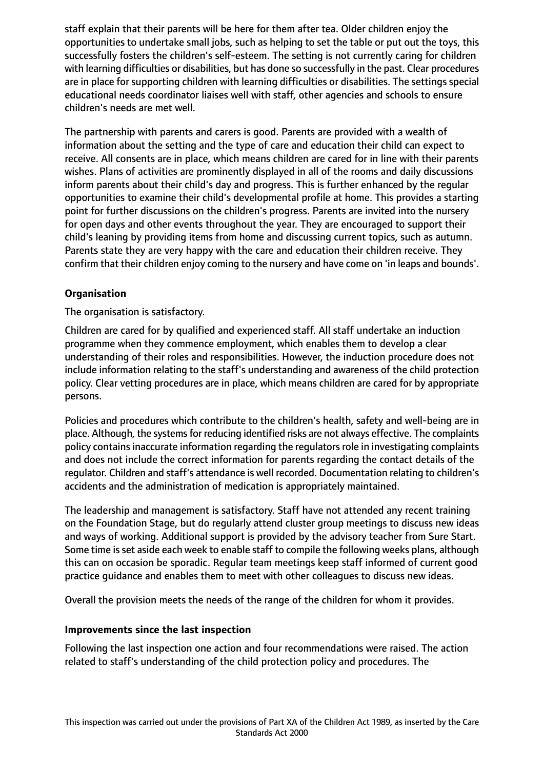staff explain that their parents will be here for them after tea. Older children enjoy the opportunities to undertake small jobs, such as helping to set the table or put out the toys, this successfully fosters the children's self-esteem. The setting is not currently caring for children with learning difficulties or disabilities, but has done so successfully in the past. Clear procedures are in place for supporting children with learning difficulties or disabilities. The settings special educational needs coordinator liaises well with staff, other agencies and schools to ensure children's needs are met well.

The partnership with parents and carers is good. Parents are provided with a wealth of information about the setting and the type of care and education their child can expect to receive. All consents are in place, which means children are cared for in line with their parents wishes. Plans of activities are prominently displayed in all of the rooms and daily discussions inform parents about their child's day and progress. This is further enhanced by the regular opportunities to examine their child's developmental profile at home. This provides a starting point for further discussions on the children's progress. Parents are invited into the nursery for open days and other events throughout the year. They are encouraged to support their child's leaning by providing items from home and discussing current topics, such as autumn. Parents state they are very happy with the care and education their children receive. They confirm that their children enjoy coming to the nursery and have come on 'in leaps and bounds'.

**Organisation**

The organisation is satisfactory.

Children are cared for by qualified and experienced staff. All staff undertake an induction programme when they commence employment, which enables them to develop a clear understanding of their roles and responsibilities. However, the induction procedure does not include information relating to the staff's understanding and awareness of the child protection policy. Clear vetting procedures are in place, which means children are cared for by appropriate persons.

Policies and procedures which contribute to the children's health, safety and well-being are in place. Although, the systems for reducing identified risks are not always effective. The complaints policy contains inaccurate information regarding the regulators role in investigating complaints and does not include the correct information for parents regarding the contact details of the regulator. Children and staff's attendance is well recorded. Documentation relating to children's accidents and the administration of medication is appropriately maintained.

The leadership and management is satisfactory. Staff have not attended any recent training on the Foundation Stage, but do regularly attend cluster group meetings to discuss new ideas and ways of working. Additional support is provided by the advisory teacher from Sure Start. Some time is set aside each week to enable staff to compile the following weeks plans, although this can on occasion be sporadic. Regular team meetings keep staff informed of current good practice guidance and enables them to meet with other colleagues to discuss new ideas.

Overall the provision meets the needs of the range of the children for whom it provides.

**Improvements since the last inspection**

Following the last inspection one action and four recommendations were raised. The action related to staff's understanding of the child protection policy and procedures. The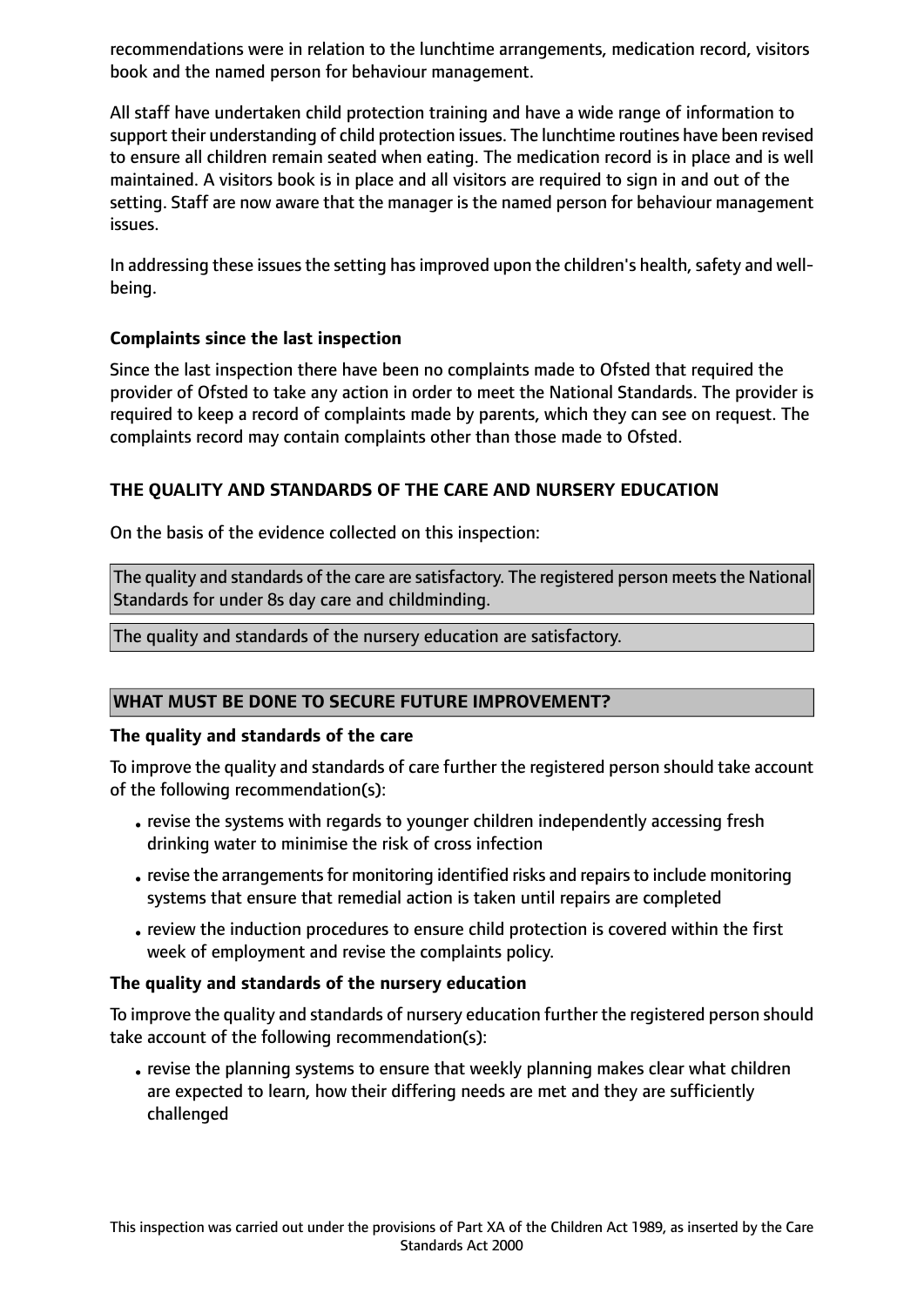recommendations were in relation to the lunchtime arrangements, medication record, visitors book and the named person for behaviour management.

All staff have undertaken child protection training and have a wide range of information to support their understanding of child protection issues. The lunchtime routines have been revised to ensure all children remain seated when eating. The medication record is in place and is well maintained. A visitors book is in place and all visitors are required to sign in and out of the setting. Staff are now aware that the manager is the named person for behaviour management issues.

In addressing these issues the setting has improved upon the children's health, safety and well-being.

**Complaints since the last inspection**

Since the last inspection there have been no complaints made to Ofsted that required the provider of Ofsted to take any action in order to meet the National Standards. The provider is required to keep a record of complaints made by parents, which they can see on request. The complaints record may contain complaints other than those made to Ofsted.

## THE QUALITY AND STANDARDS OF THE CARE AND NURSERY EDUCATION

On the basis of the evidence collected on this inspection:

The quality and standards of the care are satisfactory. The registered person meets the National Standards for under 8s day care and childminding.

The quality and standards of the nursery education are satisfactory.

## WHAT MUST BE DONE TO SECURE FUTURE IMPROVEMENT?

**The quality and standards of the care**

To improve the quality and standards of care further the registered person should take account of the following recommendation(s):

- revise the systems with regards to younger children independently accessing fresh drinking water to minimise the risk of cross infection
- revise the arrangements for monitoring identified risks and repairs to include monitoring systems that ensure that remedial action is taken until repairs are completed
- review the induction procedures to ensure child protection is covered within the first week of employment and revise the complaints policy.

**The quality and standards of the nursery education**

To improve the quality and standards of nursery education further the registered person should take account of the following recommendation(s):

- revise the planning systems to ensure that weekly planning makes clear what children are expected to learn, how their differing needs are met and they are sufficiently challenged

This inspection was carried out under the provisions of Part XA of the Children Act 1989, as inserted by the Care Standards Act 2000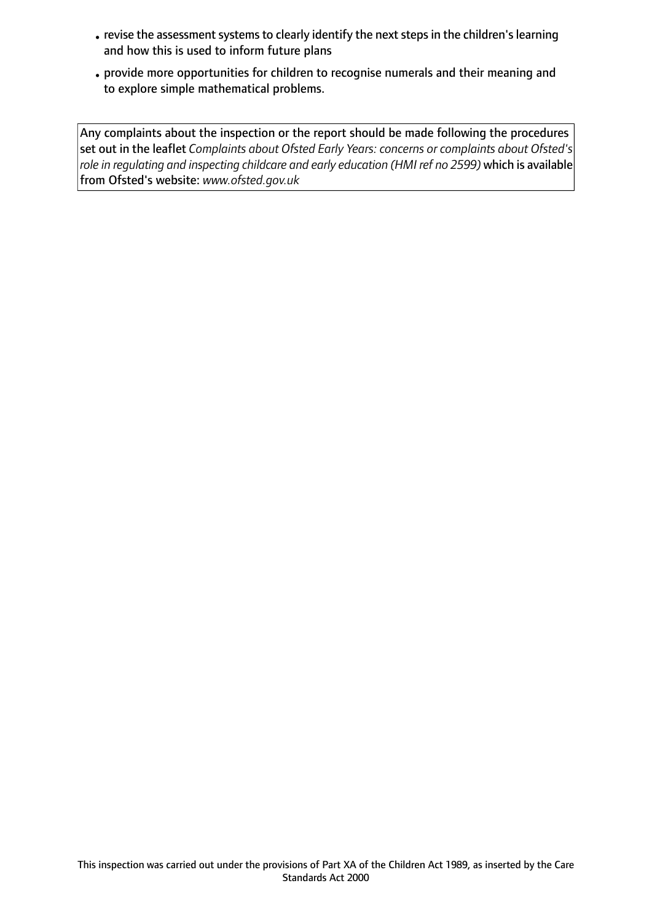- revise the assessment systems to clearly identify the next steps in the children's learning and how this is used to inform future plans
- provide more opportunities for children to recognise numerals and their meaning and to explore simple mathematical problems.

Any complaints about the inspection or the report should be made following the procedures set out in the leaflet *Complaints about Ofsted Early Years: concerns or complaints about Ofsted's role in regulating and inspecting childcare and early education (HMI ref no 2599)* which is available from Ofsted's website: *www.ofsted.gov.uk*

This inspection was carried out under the provisions of Part XA of the Children Act 1989, as inserted by the Care Standards Act 2000